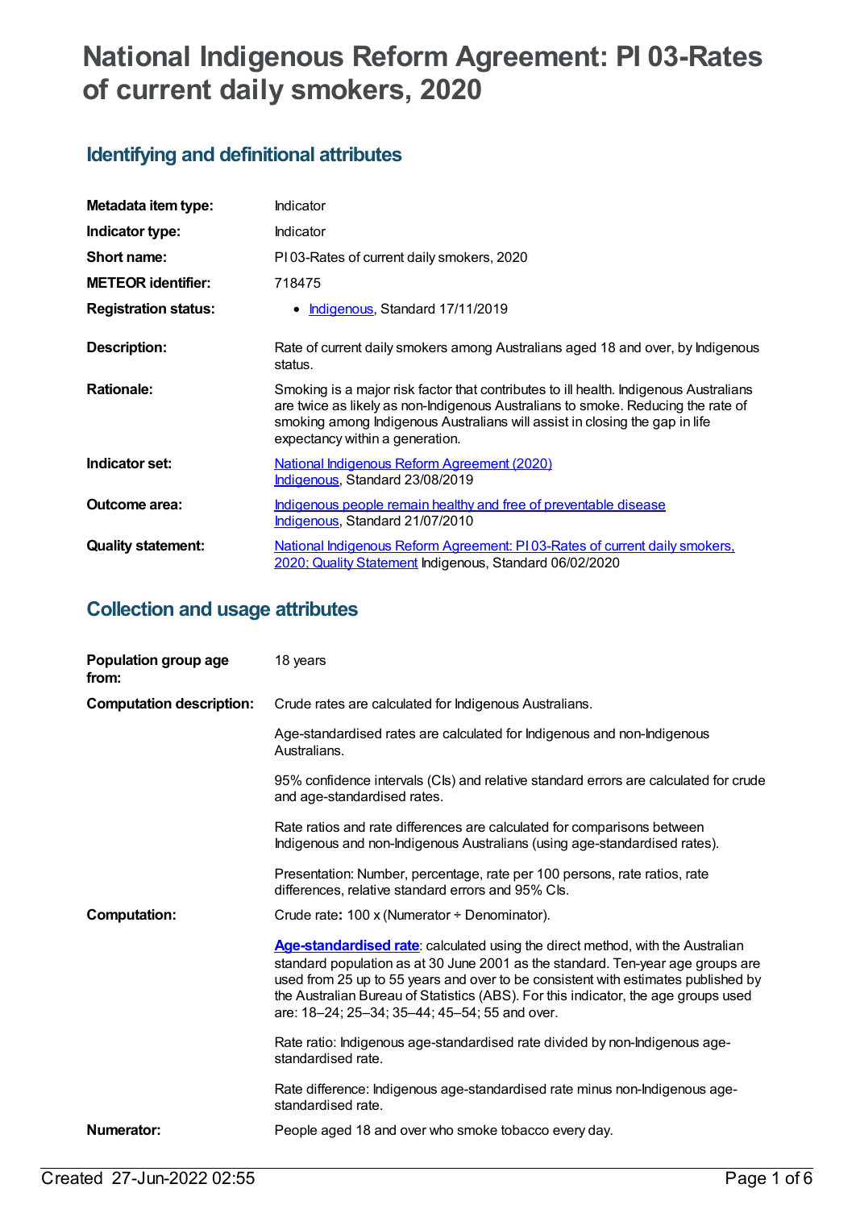# National Indigenous Reform Agreement: PI 03-Rates of current daily smokers, 2020

## Identifying and definitional attributes

| | |
|---|---|
| **Metadata item type:** | Indicator |
| **Indicator type:** | Indicator |
| **Short name:** | PI 03-Rates of current daily smokers, 2020 |
| **METEOR identifier:** | 718475 |
| **Registration status:** | • Indigenous, Standard 17/11/2019 |
| **Description:** | Rate of current daily smokers among Australians aged 18 and over, by Indigenous status. |
| **Rationale:** | Smoking is a major risk factor that contributes to ill health. Indigenous Australians are twice as likely as non-Indigenous Australians to smoke. Reducing the rate of smoking among Indigenous Australians will assist in closing the gap in life expectancy within a generation. |
| **Indicator set:** | National Indigenous Reform Agreement (2020) Indigenous, Standard 23/08/2019 |
| **Outcome area:** | Indigenous people remain healthy and free of preventable disease Indigenous, Standard 21/07/2010 |
| **Quality statement:** | National Indigenous Reform Agreement: PI 03-Rates of current daily smokers, 2020; Quality Statement Indigenous, Standard 06/02/2020 |

## Collection and usage attributes

**Population group age from:** 18 years

**Computation description:**

Crude rates are calculated for Indigenous Australians.

Age-standardised rates are calculated for Indigenous and non-Indigenous Australians.

95% confidence intervals (CIs) and relative standard errors are calculated for crude and age-standardised rates.

Rate ratios and rate differences are calculated for comparisons between Indigenous and non-Indigenous Australians (using age-standardised rates).

Presentation: Number, percentage, rate per 100 persons, rate ratios, rate differences, relative standard errors and 95% CIs.

**Computation:**

Crude rate**:** 100 x (Numerator ÷ Denominator).

**Age-standardised rate**: calculated using the direct method, with the Australian standard population as at 30 June 2001 as the standard. Ten-year age groups are used from 25 up to 55 years and over to be consistent with estimates published by the Australian Bureau of Statistics (ABS). For this indicator, the age groups used are: 18–24; 25–34; 35–44; 45–54; 55 and over.

Rate ratio: Indigenous age-standardised rate divided by non-Indigenous age-standardised rate.

Rate difference: Indigenous age-standardised rate minus non-Indigenous age-standardised rate.

**Numerator:** People aged 18 and over who smoke tobacco every day.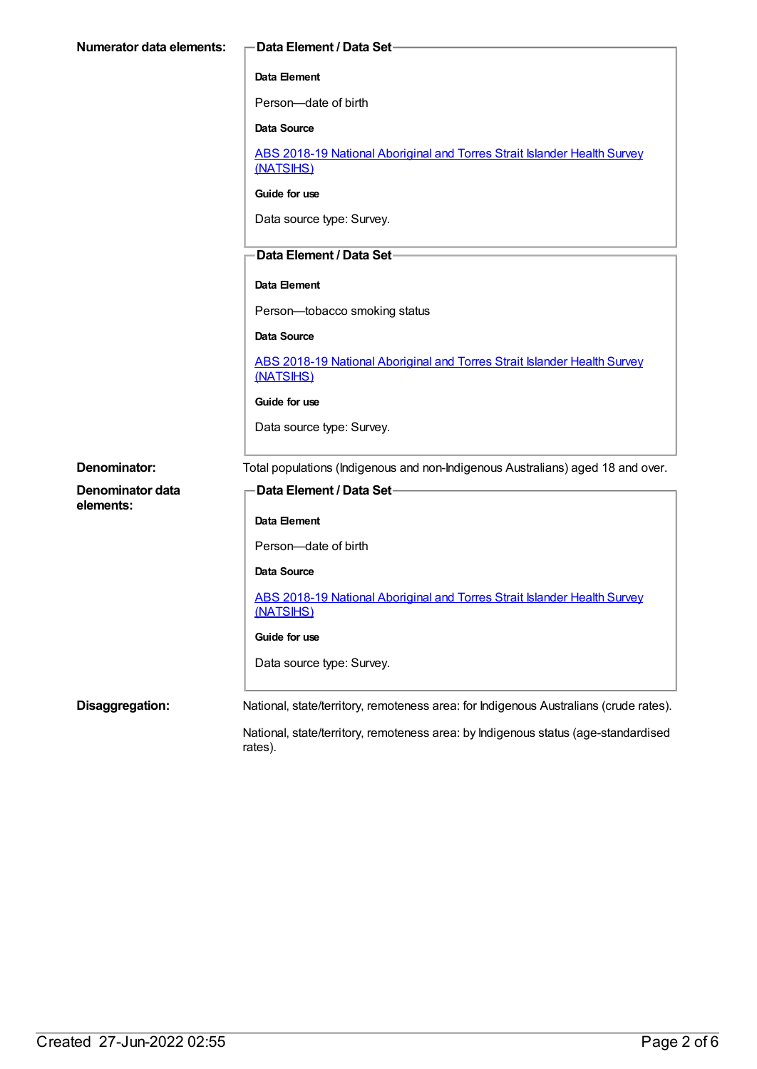**Numerator data elements:**

**Data Element / Data Set**

**Data Element**

Person—date of birth

**Data Source**

[ABS 2018-19 National Aboriginal and Torres Strait Islander Health Survey (NATSIHS)]

**Guide for use**

Data source type: Survey.

**Data Element / Data Set**

**Data Element**

Person—tobacco smoking status

**Data Source**

[ABS 2018-19 National Aboriginal and Torres Strait Islander Health Survey (NATSIHS)]

**Guide for use**

Data source type: Survey.

**Denominator:** Total populations (Indigenous and non-Indigenous Australians) aged 18 and over.

**Denominator data elements:**

**Data Element / Data Set**

**Data Element**

Person—date of birth

**Data Source**

[ABS 2018-19 National Aboriginal and Torres Strait Islander Health Survey (NATSIHS)]

**Guide for use**

Data source type: Survey.

**Disaggregation:**

National, state/territory, remoteness area: for Indigenous Australians (crude rates).

National, state/territory, remoteness area: by Indigenous status (age-standardised rates).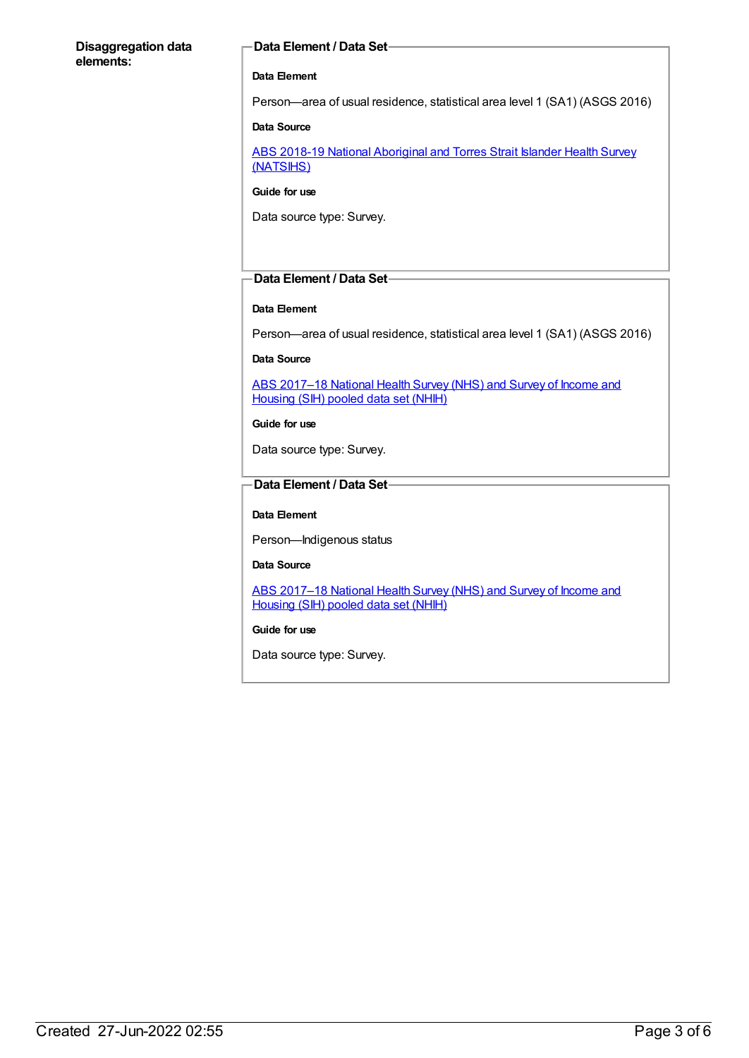**Disaggregation data elements:**

### Data Element / Data Set

**Data Element**

Person—area of usual residence, statistical area level 1 (SA1) (ASGS 2016)

**Data Source**

ABS 2018-19 National Aboriginal and Torres Strait Islander Health Survey (NATSIHS)

**Guide for use**

Data source type: Survey.

### Data Element / Data Set

**Data Element**

Person—area of usual residence, statistical area level 1 (SA1) (ASGS 2016)

**Data Source**

ABS 2017–18 National Health Survey (NHS) and Survey of Income and Housing (SIH) pooled data set (NHIH)

**Guide for use**

Data source type: Survey.

### Data Element / Data Set

**Data Element**

Person—Indigenous status

**Data Source**

ABS 2017–18 National Health Survey (NHS) and Survey of Income and Housing (SIH) pooled data set (NHIH)

**Guide for use**

Data source type: Survey.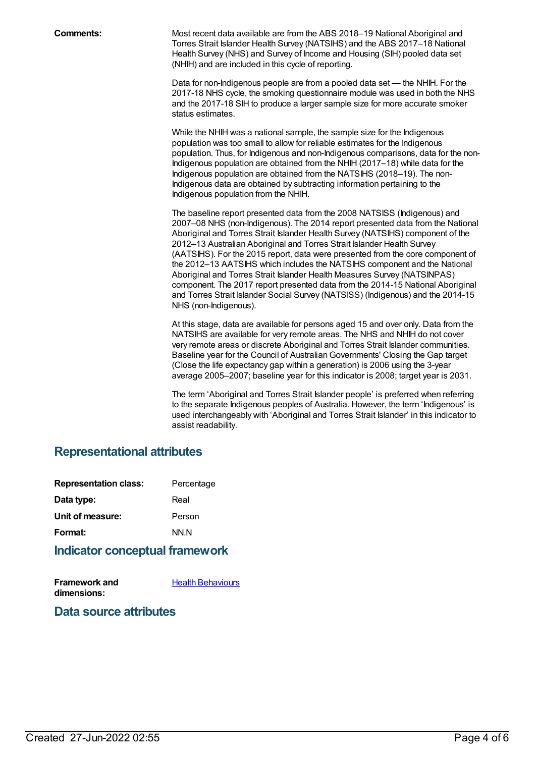**Comments:**

Most recent data available are from the ABS 2018–19 National Aboriginal and Torres Strait Islander Health Survey (NATSIHS) and the ABS 2017–18 National Health Survey (NHS) and Survey of Income and Housing (SIH) pooled data set (NHIH) and are included in this cycle of reporting.

Data for non-Indigenous people are from a pooled data set — the NHIH. For the 2017-18 NHS cycle, the smoking questionnaire module was used in both the NHS and the 2017-18 SIH to produce a larger sample size for more accurate smoker status estimates.

While the NHIH was a national sample, the sample size for the Indigenous population was too small to allow for reliable estimates for the Indigenous population. Thus, for Indigenous and non-Indigenous comparisons, data for the non-Indigenous population are obtained from the NHIH (2017–18) while data for the Indigenous population are obtained from the NATSIHS (2018–19). The non-Indigenous data are obtained by subtracting information pertaining to the Indigenous population from the NHIH.

The baseline report presented data from the 2008 NATSISS (Indigenous) and 2007–08 NHS (non-Indigenous). The 2014 report presented data from the National Aboriginal and Torres Strait Islander Health Survey (NATSIHS) component of the 2012–13 Australian Aboriginal and Torres Strait Islander Health Survey (AATSIHS). For the 2015 report, data were presented from the core component of the 2012–13 AATSIHS which includes the NATSIHS component and the National Aboriginal and Torres Strait Islander Health Measures Survey (NATSINPAS) component. The 2017 report presented data from the 2014-15 National Aboriginal and Torres Strait Islander Social Survey (NATSISS) (Indigenous) and the 2014-15 NHS (non-Indigenous).

At this stage, data are available for persons aged 15 and over only. Data from the NATSIHS are available for very remote areas. The NHS and NHIH do not cover very remote areas or discrete Aboriginal and Torres Strait Islander communities. Baseline year for the Council of Australian Governments' Closing the Gap target (Close the life expectancy gap within a generation) is 2006 using the 3-year average 2005–2007; baseline year for this indicator is 2008; target year is 2031.

The term 'Aboriginal and Torres Strait Islander people' is preferred when referring to the separate Indigenous peoples of Australia. However, the term 'Indigenous' is used interchangeably with 'Aboriginal and Torres Strait Islander' in this indicator to assist readability.

## Representational attributes

**Representation class:** Percentage

**Data type:** Real

**Unit of measure:** Person

**Format:** NN.N

## Indicator conceptual framework

**Framework and dimensions:** Health Behaviours

## Data source attributes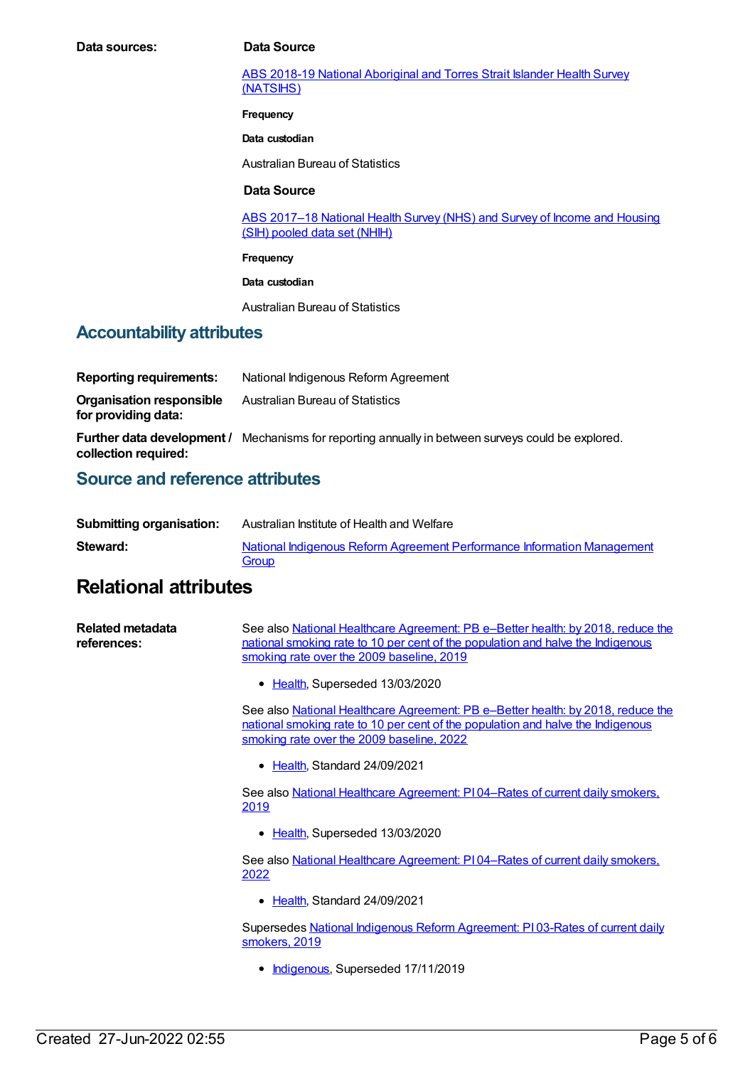**Data sources:**

**Data Source**

ABS 2018-19 National Aboriginal and Torres Strait Islander Health Survey (NATSIHS)

**Frequency**

**Data custodian**

Australian Bureau of Statistics

**Data Source**

ABS 2017–18 National Health Survey (NHS) and Survey of Income and Housing (SIH) pooled data set (NHIH)

**Frequency**

**Data custodian**

Australian Bureau of Statistics

## Accountability attributes

**Reporting requirements:** National Indigenous Reform Agreement

**Organisation responsible for providing data:** Australian Bureau of Statistics

**Further data development / collection required:** Mechanisms for reporting annually in between surveys could be explored.

## Source and reference attributes

**Submitting organisation:** Australian Institute of Health and Welfare

**Steward:** National Indigenous Reform Agreement Performance Information Management Group

# Relational attributes

**Related metadata references:**

See also National Healthcare Agreement: PB e–Better health: by 2018, reduce the national smoking rate to 10 per cent of the population and halve the Indigenous smoking rate over the 2009 baseline, 2019

- Health, Superseded 13/03/2020

See also National Healthcare Agreement: PB e–Better health: by 2018, reduce the national smoking rate to 10 per cent of the population and halve the Indigenous smoking rate over the 2009 baseline, 2022

- Health, Standard 24/09/2021

See also National Healthcare Agreement: PI 04–Rates of current daily smokers, 2019

- Health, Superseded 13/03/2020

See also National Healthcare Agreement: PI 04–Rates of current daily smokers, 2022

- Health, Standard 24/09/2021

Supersedes National Indigenous Reform Agreement: PI 03-Rates of current daily smokers, 2019

- Indigenous, Superseded 17/11/2019